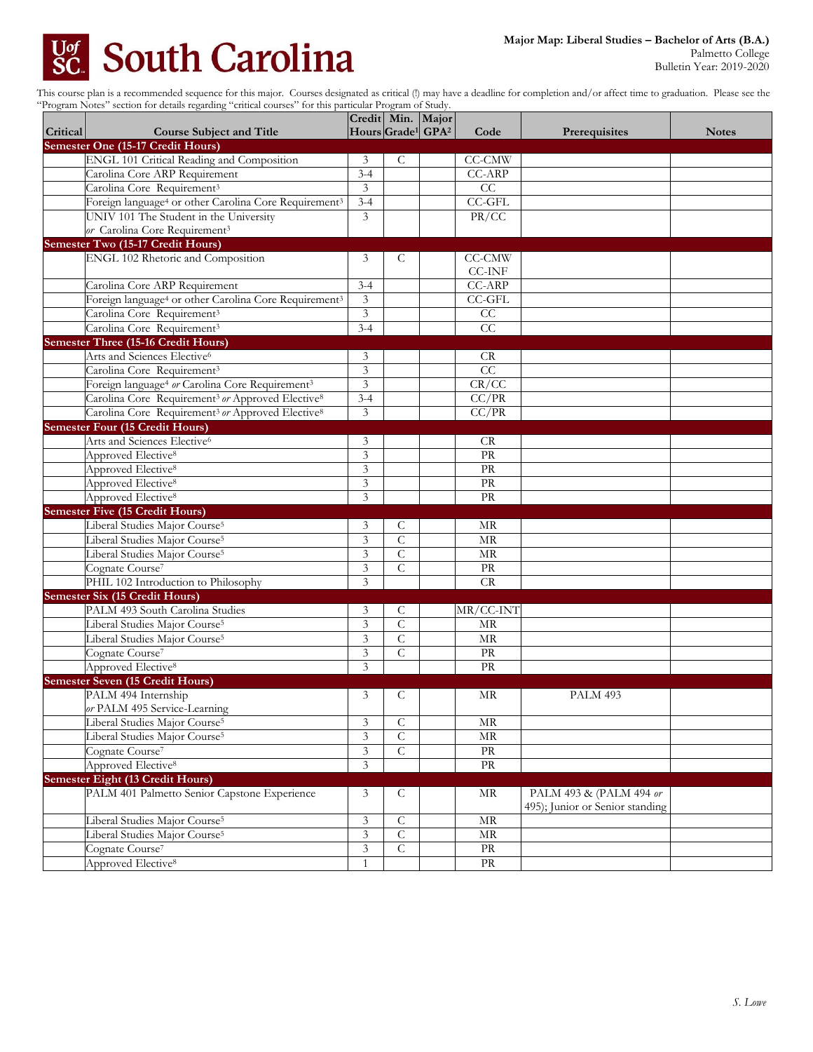# South Carolina

**Major Map: Liberal Studies – Bachelor of Arts (B.A.)**
Palmetto College
Bulletin Year: 2019-2020

This course plan is a recommended sequence for this major. Courses designated as critical (!) may have a deadline for completion and/or affect time to graduation. Please see the "Program Notes" section for details regarding "critical courses" for this particular Program of Study.

| Critical | Course Subject and Title | Credit Hours | Min. Grade[1] | Major GPA[2] | Code | Prerequisites | Notes |
|---|---|---|---|---|---|---|---|
| **Semester One (15-17 Credit Hours)** | | | | | | | |
| | ENGL 101 Critical Reading and Composition | 3 | C | | CC-CMW | | |
| | Carolina Core ARP Requirement | 3-4 | | | CC-ARP | | |
| | Carolina Core Requirement[3] | 3 | | | CC | | |
| | Foreign language[4] or other Carolina Core Requirement[3] | 3-4 | | | CC-GFL | | |
| | UNIV 101 The Student in the University *or* Carolina Core Requirement[3] | 3 | | | PR/CC | | |
| **Semester Two (15-17 Credit Hours)** | | | | | | | |
| | ENGL 102 Rhetoric and Composition | 3 | C | | CC-CMW CC-INF | | |
| | Carolina Core ARP Requirement | 3-4 | | | CC-ARP | | |
| | Foreign language[4] or other Carolina Core Requirement[3] | 3 | | | CC-GFL | | |
| | Carolina Core Requirement[3] | 3 | | | CC | | |
| | Carolina Core Requirement[3] | 3-4 | | | CC | | |
| **Semester Three (15-16 Credit Hours)** | | | | | | | |
| | Arts and Sciences Elective[6] | 3 | | | CR | | |
| | Carolina Core Requirement[3] | 3 | | | CC | | |
| | Foreign language[4] *or* Carolina Core Requirement[3] | 3 | | | CR/CC | | |
| | Carolina Core Requirement[3] *or* Approved Elective[8] | 3-4 | | | CC/PR | | |
| | Carolina Core Requirement[3] *or* Approved Elective[8] | 3 | | | CC/PR | | |
| **Semester Four (15 Credit Hours)** | | | | | | | |
| | Arts and Sciences Elective[6] | 3 | | | CR | | |
| | Approved Elective[8] | 3 | | | PR | | |
| | Approved Elective[8] | 3 | | | PR | | |
| | Approved Elective[8] | 3 | | | PR | | |
| | Approved Elective[8] | 3 | | | PR | | |
| **Semester Five (15 Credit Hours)** | | | | | | | |
| | Liberal Studies Major Course[5] | 3 | C | | MR | | |
| | Liberal Studies Major Course[5] | 3 | C | | MR | | |
| | Liberal Studies Major Course[5] | 3 | C | | MR | | |
| | Cognate Course[7] | 3 | C | | PR | | |
| | PHIL 102 Introduction to Philosophy | 3 | | | CR | | |
| **Semester Six (15 Credit Hours)** | | | | | | | |
| | PALM 493 South Carolina Studies | 3 | C | | MR/CC-INT | | |
| | Liberal Studies Major Course[5] | 3 | C | | MR | | |
| | Liberal Studies Major Course[5] | 3 | C | | MR | | |
| | Cognate Course[7] | 3 | C | | PR | | |
| | Approved Elective[8] | 3 | | | PR | | |
| **Semester Seven (15 Credit Hours)** | | | | | | | |
| | PALM 494 Internship *or* PALM 495 Service-Learning | 3 | C | | MR | PALM 493 | |
| | Liberal Studies Major Course[5] | 3 | C | | MR | | |
| | Liberal Studies Major Course[5] | 3 | C | | MR | | |
| | Cognate Course[7] | 3 | C | | PR | | |
| | Approved Elective[8] | 3 | | | PR | | |
| **Semester Eight (13 Credit Hours)** | | | | | | | |
| | PALM 401 Palmetto Senior Capstone Experience | 3 | C | | MR | PALM 493 & (PALM 494 *or* 495); Junior or Senior standing | |
| | Liberal Studies Major Course[5] | 3 | C | | MR | | |
| | Liberal Studies Major Course[5] | 3 | C | | MR | | |
| | Cognate Course[7] | 3 | C | | PR | | |
| | Approved Elective[8] | 1 | | | PR | | |

*S. Lowe*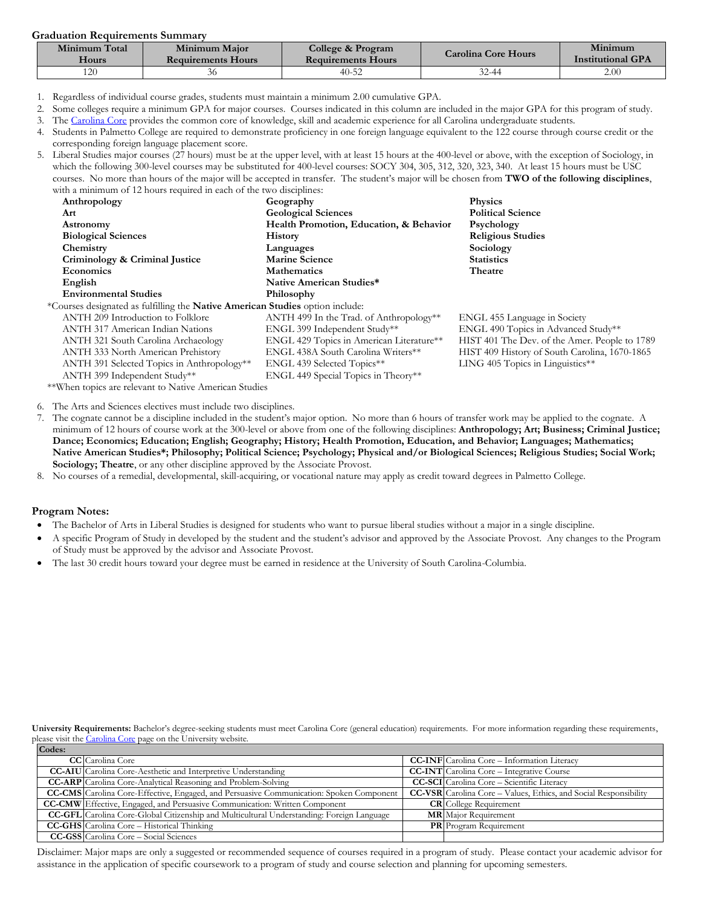**Graduation Requirements Summary**

| Minimum Total Hours | Minimum Major Requirements Hours | College & Program Requirements Hours | Carolina Core Hours | Minimum Institutional GPA |
|---|---|---|---|---|
| 120 | 36 | 40-52 | 32-44 | 2.00 |

1. Regardless of individual course grades, students must maintain a minimum 2.00 cumulative GPA.
2. Some colleges require a minimum GPA for major courses. Courses indicated in this column are included in the major GPA for this program of study.
3. The Carolina Core provides the common core of knowledge, skill and academic experience for all Carolina undergraduate students.
4. Students in Palmetto College are required to demonstrate proficiency in one foreign language equivalent to the 122 course through course credit or the corresponding foreign language placement score.
5. Liberal Studies major courses (27 hours) must be at the upper level, with at least 15 hours at the 400-level or above, with the exception of Sociology, in which the following 300-level courses may be substituted for 400-level courses: SOCY 304, 305, 312, 320, 323, 340. At least 15 hours must be USC courses. No more than hours of the major will be accepted in transfer. The student's major will be chosen from **TWO of the following disciplines**, with a minimum of 12 hours required in each of the two disciplines:

   **Anthropology**
   **Art**
   **Astronomy**
   **Biological Sciences**
   **Chemistry**
   **Criminology & Criminal Justice**
   **Economics**
   **English**
   **Environmental Studies**
   **Geography**
   **Geological Sciences**
   **Health Promotion, Education, & Behavior**
   **History**
   **Languages**
   **Marine Science**
   **Mathematics**
   **Native American Studies***
   **Philosophy**
   **Physics**
   **Political Science**
   **Psychology**
   **Religious Studies**
   **Sociology**
   **Statistics**
   **Theatre**

   *Courses designated as fulfilling the **Native American Studies** option include:

   ANTH 209 Introduction to Folklore
   ANTH 317 American Indian Nations
   ANTH 321 South Carolina Archaeology
   ANTH 333 North American Prehistory
   ANTH 391 Selected Topics in Anthropology**
   ANTH 399 Independent Study**
   ANTH 499 In the Trad. of Anthropology**
   ENGL 399 Independent Study**
   ENGL 429 Topics in American Literature**
   ENGL 438A South Carolina Writers**
   ENGL 439 Selected Topics**
   ENGL 449 Special Topics in Theory**
   ENGL 455 Language in Society
   ENGL 490 Topics in Advanced Study**
   HIST 401 The Dev. of the Amer. People to 1789
   HIST 409 History of South Carolina, 1670-1865
   LING 405 Topics in Linguistics**

   **When topics are relevant to Native American Studies

6. The Arts and Sciences electives must include two disciplines.
7. The cognate cannot be a discipline included in the student's major option. No more than 6 hours of transfer work may be applied to the cognate. A minimum of 12 hours of course work at the 300-level or above from one of the following disciplines: **Anthropology; Art; Business; Criminal Justice; Dance; Economics; Education; English; Geography; History; Health Promotion, Education, and Behavior; Languages; Mathematics; Native American Studies*; Philosophy; Political Science; Psychology; Physical and/or Biological Sciences; Religious Studies; Social Work; Sociology; Theatre**, or any other discipline approved by the Associate Provost.
8. No courses of a remedial, developmental, skill-acquiring, or vocational nature may apply as credit toward degrees in Palmetto College.

**Program Notes:**

- The Bachelor of Arts in Liberal Studies is designed for students who want to pursue liberal studies without a major in a single discipline.
- A specific Program of Study in developed by the student and the student's advisor and approved by the Associate Provost. Any changes to the Program of Study must be approved by the advisor and Associate Provost.
- The last 30 credit hours toward your degree must be earned in residence at the University of South Carolina-Columbia.

**University Requirements:** Bachelor's degree-seeking students must meet Carolina Core (general education) requirements. For more information regarding these requirements, please visit the Carolina Core page on the University website.

| Codes: | | | |
|---|---|---|---|
| **CC** | Carolina Core | **CC-INF** | Carolina Core – Information Literacy |
| **CC-AIU** | Carolina Core-Aesthetic and Interpretive Understanding | **CC-INT** | Carolina Core – Integrative Course |
| **CC-ARP** | Carolina Core-Analytical Reasoning and Problem-Solving | **CC-SCI** | Carolina Core – Scientific Literacy |
| **CC-CMS** | Carolina Core-Effective, Engaged, and Persuasive Communication: Spoken Component | **CC-VSR** | Carolina Core – Values, Ethics, and Social Responsibility |
| **CC-CMW** | Effective, Engaged, and Persuasive Communication: Written Component | **CR** | College Requirement |
| **CC-GFL** | Carolina Core-Global Citizenship and Multicultural Understanding: Foreign Language | **MR** | Major Requirement |
| **CC-GHS** | Carolina Core – Historical Thinking | **PR** | Program Requirement |
| **CC-GSS** | Carolina Core – Social Sciences | | |

Disclaimer: Major maps are only a suggested or recommended sequence of courses required in a program of study. Please contact your academic advisor for assistance in the application of specific coursework to a program of study and course selection and planning for upcoming semesters.